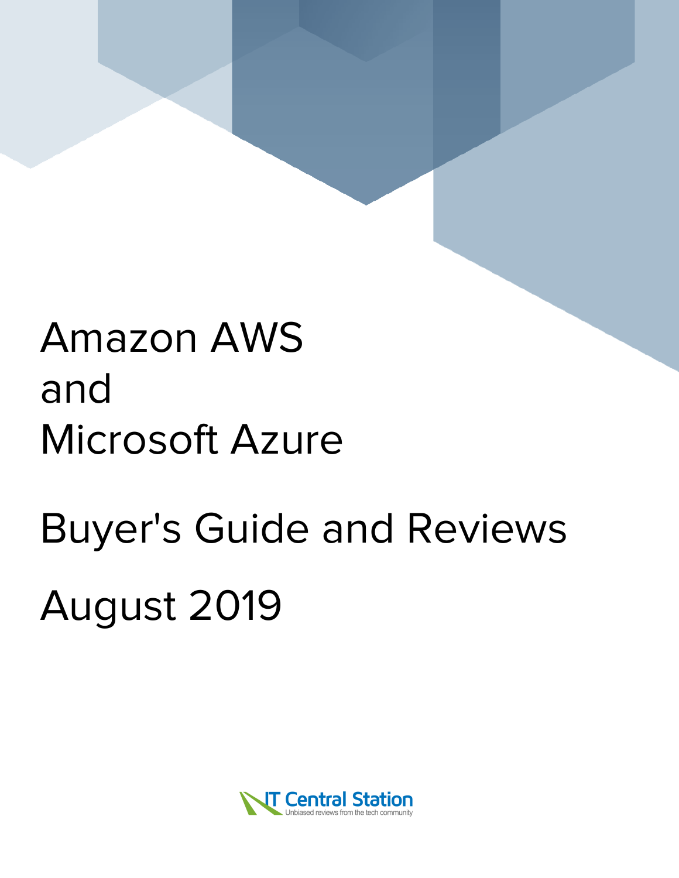# Amazon AWS and Microsoft Azure

# Buyer's Guide and Reviews

# August 2019

IT Central Station
Unbiased reviews from the tech community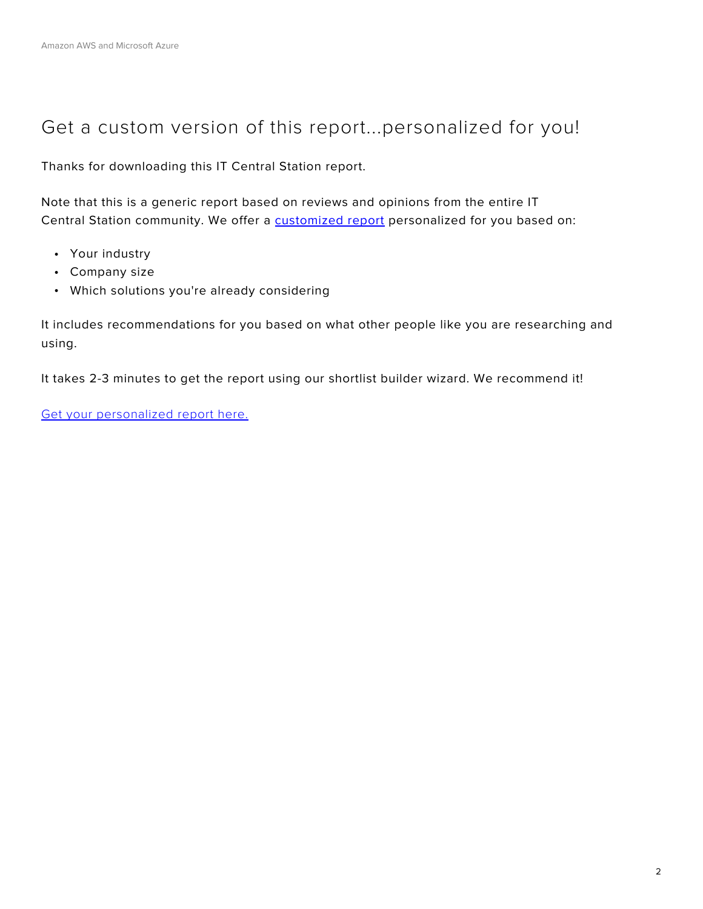# Get a custom version of this report...personalized for you!

Thanks for downloading this IT Central Station report.

Note that this is a generic report based on reviews and opinions from the entire IT Central Station community. We offer a customized report personalized for you based on:

- Your industry
- Company size
- Which solutions you're already considering

It includes recommendations for you based on what other people like you are researching and using.

It takes 2-3 minutes to get the report using our shortlist builder wizard. We recommend it!

Get your personalized report here.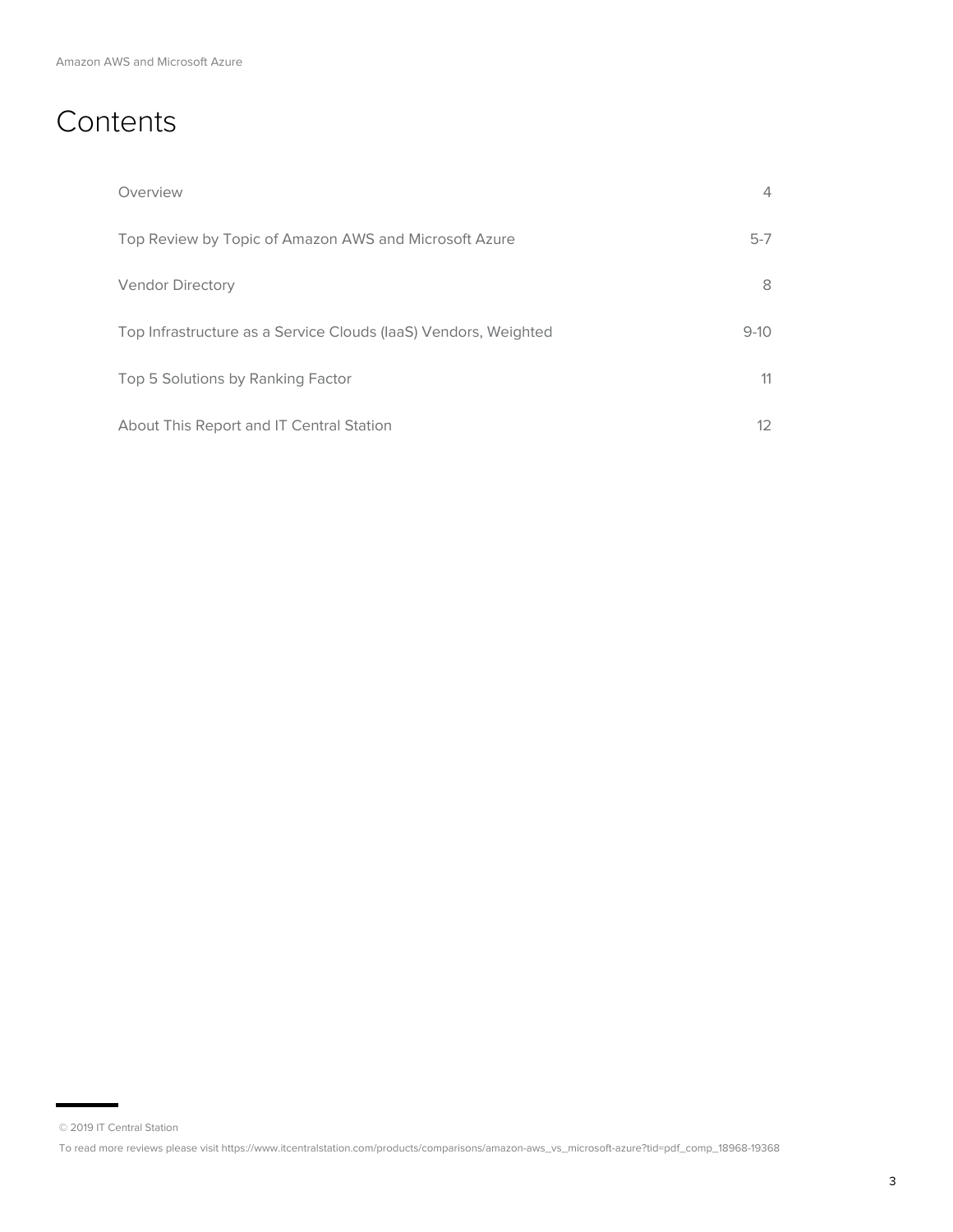# Contents

| | |
|---|---|
| Overview | 4 |
| Top Review by Topic of Amazon AWS and Microsoft Azure | 5-7 |
| Vendor Directory | 8 |
| Top Infrastructure as a Service Clouds (IaaS) Vendors, Weighted | 9-10 |
| Top 5 Solutions by Ranking Factor | 11 |
| About This Report and IT Central Station | 12 |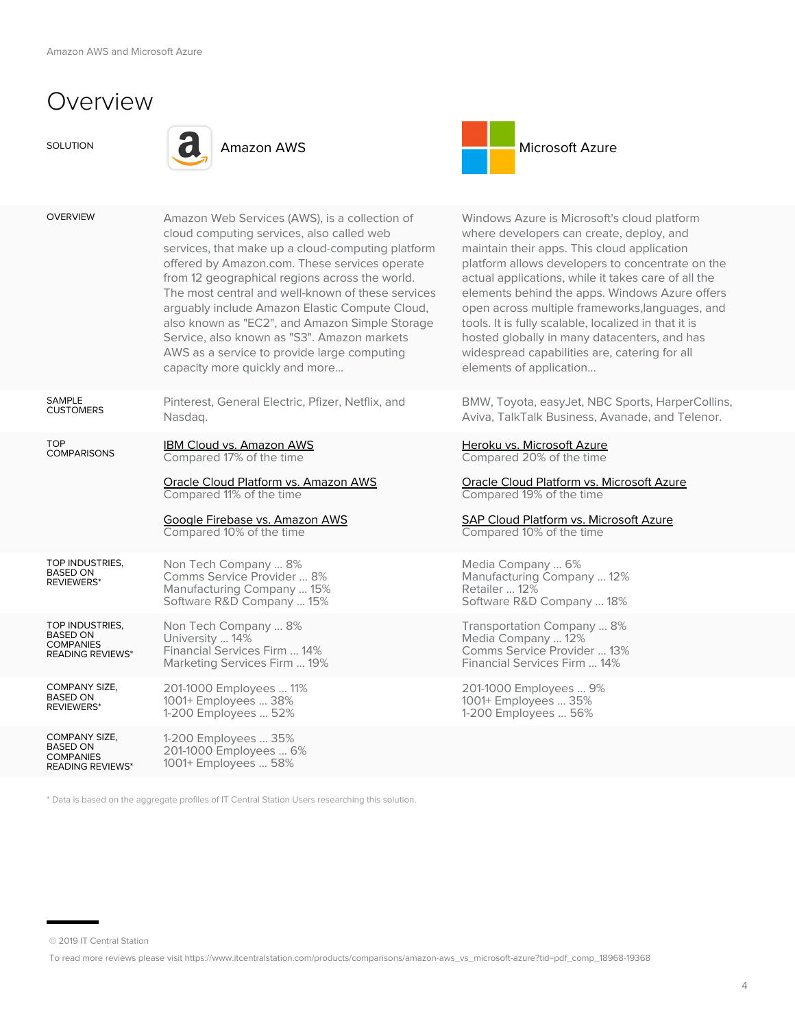# Overview

| SOLUTION | Amazon AWS | Microsoft Azure |
|---|---|---|
| OVERVIEW | Amazon Web Services (AWS), is a collection of cloud computing services, also called web services, that make up a cloud-computing platform offered by Amazon.com. These services operate from 12 geographical regions across the world. The most central and well-known of these services arguably include Amazon Elastic Compute Cloud, also known as "EC2", and Amazon Simple Storage Service, also known as "S3". Amazon markets AWS as a service to provide large computing capacity more quickly and more... | Windows Azure is Microsoft's cloud platform where developers can create, deploy, and maintain their apps. This cloud application platform allows developers to concentrate on the actual applications, while it takes care of all the elements behind the apps. Windows Azure offers open across multiple frameworks,languages, and tools. It is fully scalable, localized in that it is hosted globally in many datacenters, and has widespread capabilities are, catering for all elements of application... |
| SAMPLE CUSTOMERS | Pinterest, General Electric, Pfizer, Netflix, and Nasdaq. | BMW, Toyota, easyJet, NBC Sports, HarperCollins, Aviva, TalkTalk Business, Avanade, and Telenor. |
| TOP COMPARISONS | IBM Cloud vs. Amazon AWS<br>Compared 17% of the time<br><br>Oracle Cloud Platform vs. Amazon AWS<br>Compared 11% of the time<br><br>Google Firebase vs. Amazon AWS<br>Compared 10% of the time | Heroku vs. Microsoft Azure<br>Compared 20% of the time<br><br>Oracle Cloud Platform vs. Microsoft Azure<br>Compared 19% of the time<br><br>SAP Cloud Platform vs. Microsoft Azure<br>Compared 10% of the time |
| TOP INDUSTRIES, BASED ON REVIEWERS* | Non Tech Company ... 8%<br>Comms Service Provider ... 8%<br>Manufacturing Company ... 15%<br>Software R&D Company ... 15% | Media Company ... 6%<br>Manufacturing Company ... 12%<br>Retailer ... 12%<br>Software R&D Company ... 18% |
| TOP INDUSTRIES, BASED ON COMPANIES READING REVIEWS* | Non Tech Company ... 8%<br>University ... 14%<br>Financial Services Firm ... 14%<br>Marketing Services Firm ... 19% | Transportation Company ... 8%<br>Media Company ... 12%<br>Comms Service Provider ... 13%<br>Financial Services Firm ... 14% |
| COMPANY SIZE, BASED ON REVIEWERS* | 201-1000 Employees ... 11%<br>1001+ Employees ... 38%<br>1-200 Employees ... 52% | 201-1000 Employees ... 9%<br>1001+ Employees ... 35%<br>1-200 Employees ... 56% |
| COMPANY SIZE, BASED ON COMPANIES READING REVIEWS* | 1-200 Employees ... 35%<br>201-1000 Employees ... 6%<br>1001+ Employees ... 58% | |

* Data is based on the aggregate profiles of IT Central Station Users researching this solution.

© 2019 IT Central Station

To read more reviews please visit https://www.itcentralstation.com/products/comparisons/amazon-aws_vs_microsoft-azure?tid=pdf_comp_18968-19368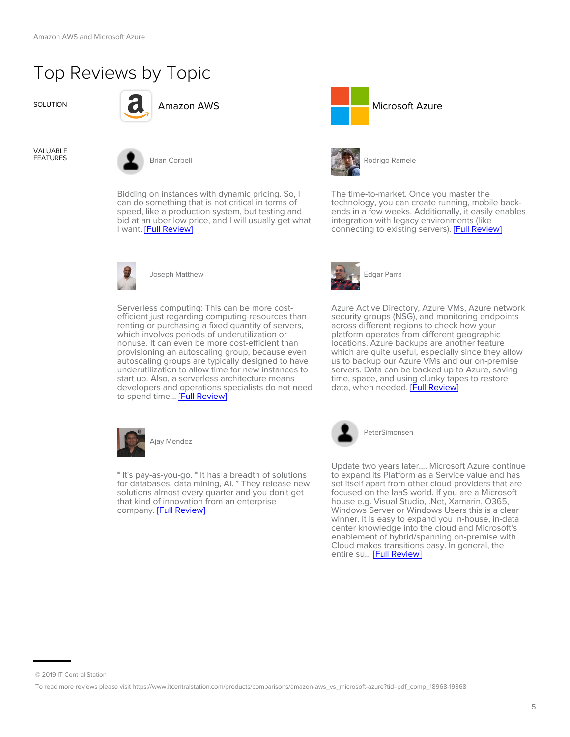# Top Reviews by Topic

SOLUTION

## Amazon AWS

### VALUABLE FEATURES

**Brian Corbell**

Bidding on instances with dynamic pricing. So, I can do something that is not critical in terms of speed, like a production system, but testing and bid at an uber low price, and I will usually get what I want. [Full Review]

**Joseph Matthew**

Serverless computing: This can be more cost-efficient just regarding computing resources than renting or purchasing a fixed quantity of servers, which involves periods of underutilization or nonuse. It can even be more cost-efficient than provisioning an autoscaling group, because even autoscaling groups are typically designed to have underutilization to allow time for new instances to start up. Also, a serverless architecture means developers and operations specialists do not need to spend time... [Full Review]

**Ajay Mendez**

* It's pay-as-you-go. * It has a breadth of solutions for databases, data mining, AI. * They release new solutions almost every quarter and you don't get that kind of innovation from an enterprise company. [Full Review]

## Microsoft Azure

### VALUABLE FEATURES

**Rodrigo Ramele**

The time-to-market. Once you master the technology, you can create running, mobile back-ends in a few weeks. Additionally, it easily enables integration with legacy environments (like connecting to existing servers). [Full Review]

**Edgar Parra**

Azure Active Directory, Azure VMs, Azure network security groups (NSG), and monitoring endpoints across different regions to check how your platform operates from different geographic locations. Azure backups are another feature which are quite useful, especially since they allow us to backup our Azure VMs and our on-premise servers. Data can be backed up to Azure, saving time, space, and using clunky tapes to restore data, when needed. [Full Review]

**PeterSimonsen**

Update two years later.... Microsoft Azure continue to expand its Platform as a Service value and has set itself apart from other cloud providers that are focused on the IaaS world. If you are a Microsoft house e.g. Visual Studio, .Net, Xamarin, O365, Windows Server or Windows Users this is a clear winner. It is easy to expand you in-house, in-data center knowledge into the cloud and Microsoft's enablement of hybrid/spanning on-premise with Cloud makes transitions easy. In general, the entire su... [Full Review]

© 2019 IT Central Station

To read more reviews please visit https://www.itcentralstation.com/products/comparisons/amazon-aws_vs_microsoft-azure?tid=pdf_comp_18968-19368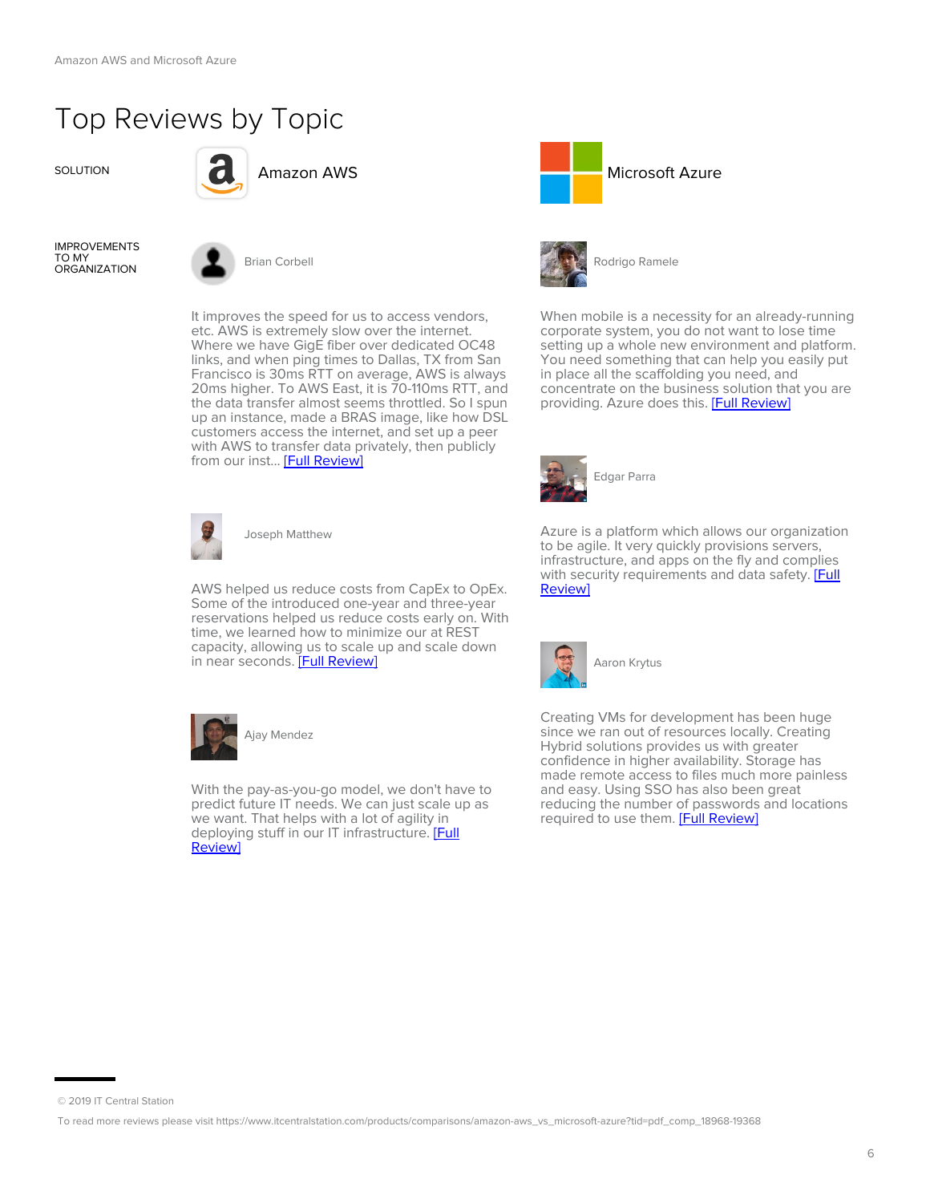# Top Reviews by Topic

SOLUTION

## Amazon AWS

## Microsoft Azure

### IMPROVEMENTS TO MY ORGANIZATION

#### Amazon AWS

**Brian Corbell**

It improves the speed for us to access vendors, etc. AWS is extremely slow over the internet. Where we have GigE fiber over dedicated OC48 links, and when ping times to Dallas, TX from San Francisco is 30ms RTT on average, AWS is always 20ms higher. To AWS East, it is 70-110ms RTT, and the data transfer almost seems throttled. So I spun up an instance, made a BRAS image, like how DSL customers access the internet, and set up a peer with AWS to transfer data privately, then publicly from our inst... [Full Review]

**Joseph Matthew**

AWS helped us reduce costs from CapEx to OpEx. Some of the introduced one-year and three-year reservations helped us reduce costs early on. With time, we learned how to minimize our at REST capacity, allowing us to scale up and scale down in near seconds. [Full Review]

**Ajay Mendez**

With the pay-as-you-go model, we don't have to predict future IT needs. We can just scale up as we want. That helps with a lot of agility in deploying stuff in our IT infrastructure. [Full Review]

#### Microsoft Azure

**Rodrigo Ramele**

When mobile is a necessity for an already-running corporate system, you do not want to lose time setting up a whole new environment and platform. You need something that can help you easily put in place all the scaffolding you need, and concentrate on the business solution that you are providing. Azure does this. [Full Review]

**Edgar Parra**

Azure is a platform which allows our organization to be agile. It very quickly provisions servers, infrastructure, and apps on the fly and complies with security requirements and data safety. [Full Review]

**Aaron Krytus**

Creating VMs for development has been huge since we ran out of resources locally. Creating Hybrid solutions provides us with greater confidence in higher availability. Storage has made remote access to files much more painless and easy. Using SSO has also been great reducing the number of passwords and locations required to use them. [Full Review]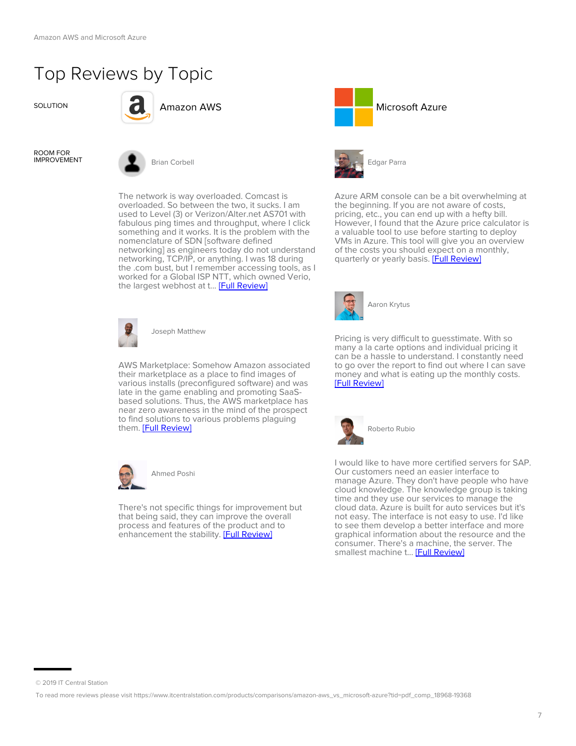# Top Reviews by Topic

SOLUTION

## Amazon AWS

## Microsoft Azure

ROOM FOR IMPROVEMENT

### Amazon AWS

**Brian Corbell**

The network is way overloaded. Comcast is overloaded. So between the two, it sucks. I am used to Level (3) or Verizon/Alter.net AS701 with fabulous ping times and throughput, where I click something and it works. It is the problem with the nomenclature of SDN [software defined networking] as engineers today do not understand networking, TCP/IP, or anything. I was 18 during the .com bust, but I remember accessing tools, as I worked for a Global ISP NTT, which owned Verio, the largest webhost at t... [Full Review]

**Joseph Matthew**

AWS Marketplace: Somehow Amazon associated their marketplace as a place to find images of various installs (preconfigured software) and was late in the game enabling and promoting SaaS-based solutions. Thus, the AWS marketplace has near zero awareness in the mind of the prospect to find solutions to various problems plaguing them. [Full Review]

**Ahmed Poshi**

There's not specific things for improvement but that being said, they can improve the overall process and features of the product and to enhancement the stability. [Full Review]

### Microsoft Azure

**Edgar Parra**

Azure ARM console can be a bit overwhelming at the beginning. If you are not aware of costs, pricing, etc., you can end up with a hefty bill. However, I found that the Azure price calculator is a valuable tool to use before starting to deploy VMs in Azure. This tool will give you an overview of the costs you should expect on a monthly, quarterly or yearly basis. [Full Review]

**Aaron Krytus**

Pricing is very difficult to guesstimate. With so many a la carte options and individual pricing it can be a hassle to understand. I constantly need to go over the report to find out where I can save money and what is eating up the monthly costs. [Full Review]

**Roberto Rubio**

I would like to have more certified servers for SAP. Our customers need an easier interface to manage Azure. They don't have people who have cloud knowledge. The knowledge group is taking time and they use our services to manage the cloud data. Azure is built for auto services but it's not easy. The interface is not easy to use. I'd like to see them develop a better interface and more graphical information about the resource and the consumer. There's a machine, the server. The smallest machine t... [Full Review]

© 2019 IT Central Station

To read more reviews please visit https://www.itcentralstation.com/products/comparisons/amazon-aws_vs_microsoft-azure?tid=pdf_comp_18968-19368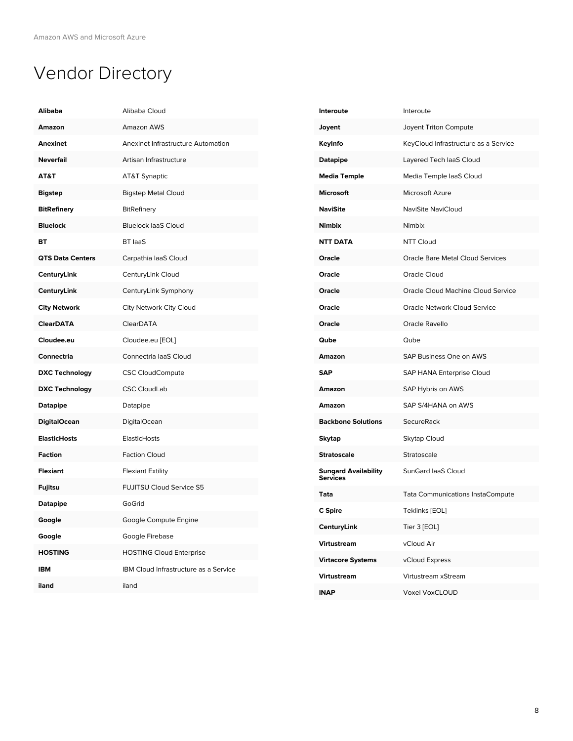# Vendor Directory

| Vendor | Product |
|---|---|
| **Alibaba** | Alibaba Cloud |
| **Amazon** | Amazon AWS |
| **Anexinet** | Anexinet Infrastructure Automation |
| **Neverfail** | Artisan Infrastructure |
| **AT&T** | AT&T Synaptic |
| **Bigstep** | Bigstep Metal Cloud |
| **BitRefinery** | BitRefinery |
| **Bluelock** | Bluelock IaaS Cloud |
| **BT** | BT IaaS |
| **QTS Data Centers** | Carpathia IaaS Cloud |
| **CenturyLink** | CenturyLink Cloud |
| **CenturyLink** | CenturyLink Symphony |
| **City Network** | City Network City Cloud |
| **ClearDATA** | ClearDATA |
| **Cloudee.eu** | Cloudee.eu [EOL] |
| **Connectria** | Connectria IaaS Cloud |
| **DXC Technology** | CSC CloudCompute |
| **DXC Technology** | CSC CloudLab |
| **Datapipe** | Datapipe |
| **DigitalOcean** | DigitalOcean |
| **ElasticHosts** | ElasticHosts |
| **Faction** | Faction Cloud |
| **Flexiant** | Flexiant Extility |
| **Fujitsu** | FUJITSU Cloud Service S5 |
| **Datapipe** | GoGrid |
| **Google** | Google Compute Engine |
| **Google** | Google Firebase |
| **HOSTING** | HOSTING Cloud Enterprise |
| **IBM** | IBM Cloud Infrastructure as a Service |
| **iland** | iland |
| **Interoute** | Interoute |
| **Joyent** | Joyent Triton Compute |
| **KeyInfo** | KeyCloud Infrastructure as a Service |
| **Datapipe** | Layered Tech IaaS Cloud |
| **Media Temple** | Media Temple IaaS Cloud |
| **Microsoft** | Microsoft Azure |
| **NaviSite** | NaviSite NaviCloud |
| **Nimbix** | Nimbix |
| **NTT DATA** | NTT Cloud |
| **Oracle** | Oracle Bare Metal Cloud Services |
| **Oracle** | Oracle Cloud |
| **Oracle** | Oracle Cloud Machine Cloud Service |
| **Oracle** | Oracle Network Cloud Service |
| **Oracle** | Oracle Ravello |
| **Qube** | Qube |
| **Amazon** | SAP Business One on AWS |
| **SAP** | SAP HANA Enterprise Cloud |
| **Amazon** | SAP Hybris on AWS |
| **Amazon** | SAP S/4HANA on AWS |
| **Backbone Solutions** | SecureRack |
| **Skytap** | Skytap Cloud |
| **Stratoscale** | Stratoscale |
| **Sungard Availability Services** | SunGard IaaS Cloud |
| **Tata** | Tata Communications InstaCompute |
| **C Spire** | Teklinks [EOL] |
| **CenturyLink** | Tier 3 [EOL] |
| **Virtustream** | vCloud Air |
| **Virtacore Systems** | vCloud Express |
| **Virtustream** | Virtustream xStream |
| **INAP** | Voxel VoxCLOUD |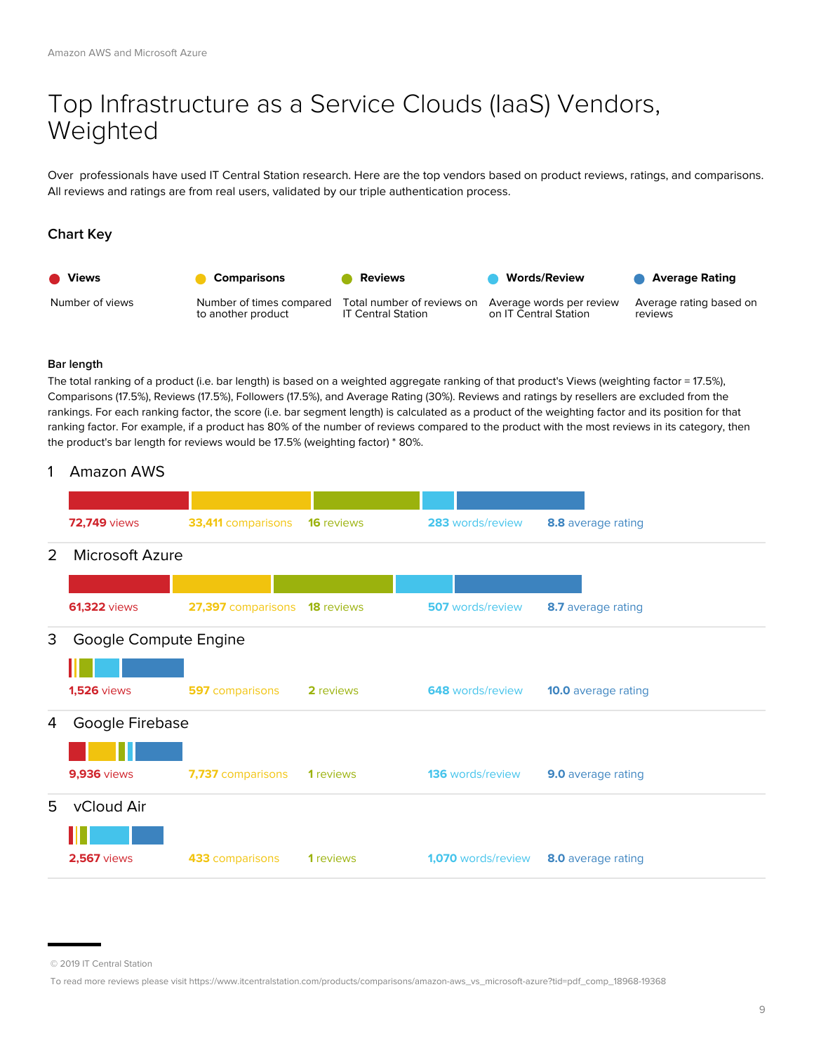# Top Infrastructure as a Service Clouds (IaaS) Vendors, Weighted

Over professionals have used IT Central Station research. Here are the top vendors based on product reviews, ratings, and comparisons. All reviews and ratings are from real users, validated by our triple authentication process.

### Chart Key

| Views | Comparisons | Reviews | Words/Review | Average Rating |
| --- | --- | --- | --- | --- |
| Number of views | Number of times compared to another product | Total number of reviews on IT Central Station | Average words per review on IT Central Station | Average rating based on reviews |

**Bar length**

The total ranking of a product (i.e. bar length) is based on a weighted aggregate ranking of that product's Views (weighting factor = 17.5%), Comparisons (17.5%), Reviews (17.5%), Followers (17.5%), and Average Rating (30%). Reviews and ratings by resellers are excluded from the rankings. For each ranking factor, the score (i.e. bar segment length) is calculated as a product of the weighting factor and its position for that ranking factor. For example, if a product has 80% of the number of reviews compared to the product with the most reviews in its category, then the product's bar length for reviews would be 17.5% (weighting factor) * 80%.

## 1 Amazon AWS

**72,749** views **33,411** comparisons **16** reviews **283** words/review **8.8** average rating

## 2 Microsoft Azure

**61,322** views **27,397** comparisons **18** reviews **507** words/review **8.7** average rating

## 3 Google Compute Engine

**1,526** views **597** comparisons **2** reviews **648** words/review **10.0** average rating

## 4 Google Firebase

**9,936** views **7,737** comparisons **1** reviews **136** words/review **9.0** average rating

## 5 vCloud Air

**2,567** views **433** comparisons **1** reviews **1,070** words/review **8.0** average rating

© 2019 IT Central Station

To read more reviews please visit https://www.itcentralstation.com/products/comparisons/amazon-aws_vs_microsoft-azure?tid=pdf_comp_18968-19368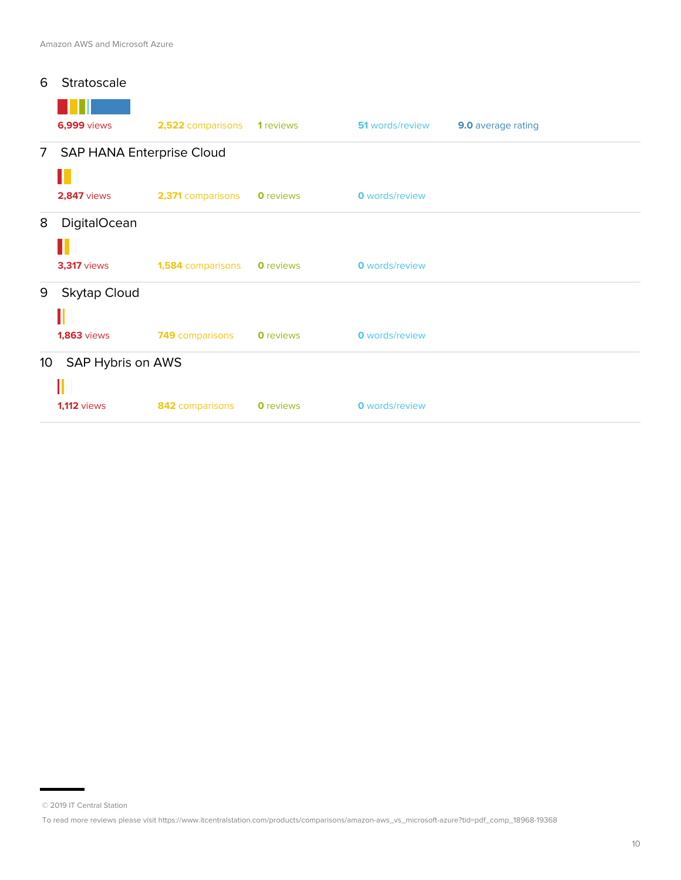## 6 Stratoscale

**6,999** views | **2,522** comparisons | **1** reviews | **51** words/review | **9.0** average rating

## 7 SAP HANA Enterprise Cloud

**2,847** views | **2,371** comparisons | **0** reviews | **0** words/review

## 8 DigitalOcean

**3,317** views | **1,584** comparisons | **0** reviews | **0** words/review

## 9 Skytap Cloud

**1,863** views | **749** comparisons | **0** reviews | **0** words/review

## 10 SAP Hybris on AWS

**1,112** views | **842** comparisons | **0** reviews | **0** words/review

© 2019 IT Central Station

To read more reviews please visit https://www.itcentralstation.com/products/comparisons/amazon-aws_vs_microsoft-azure?tid=pdf_comp_18968-19368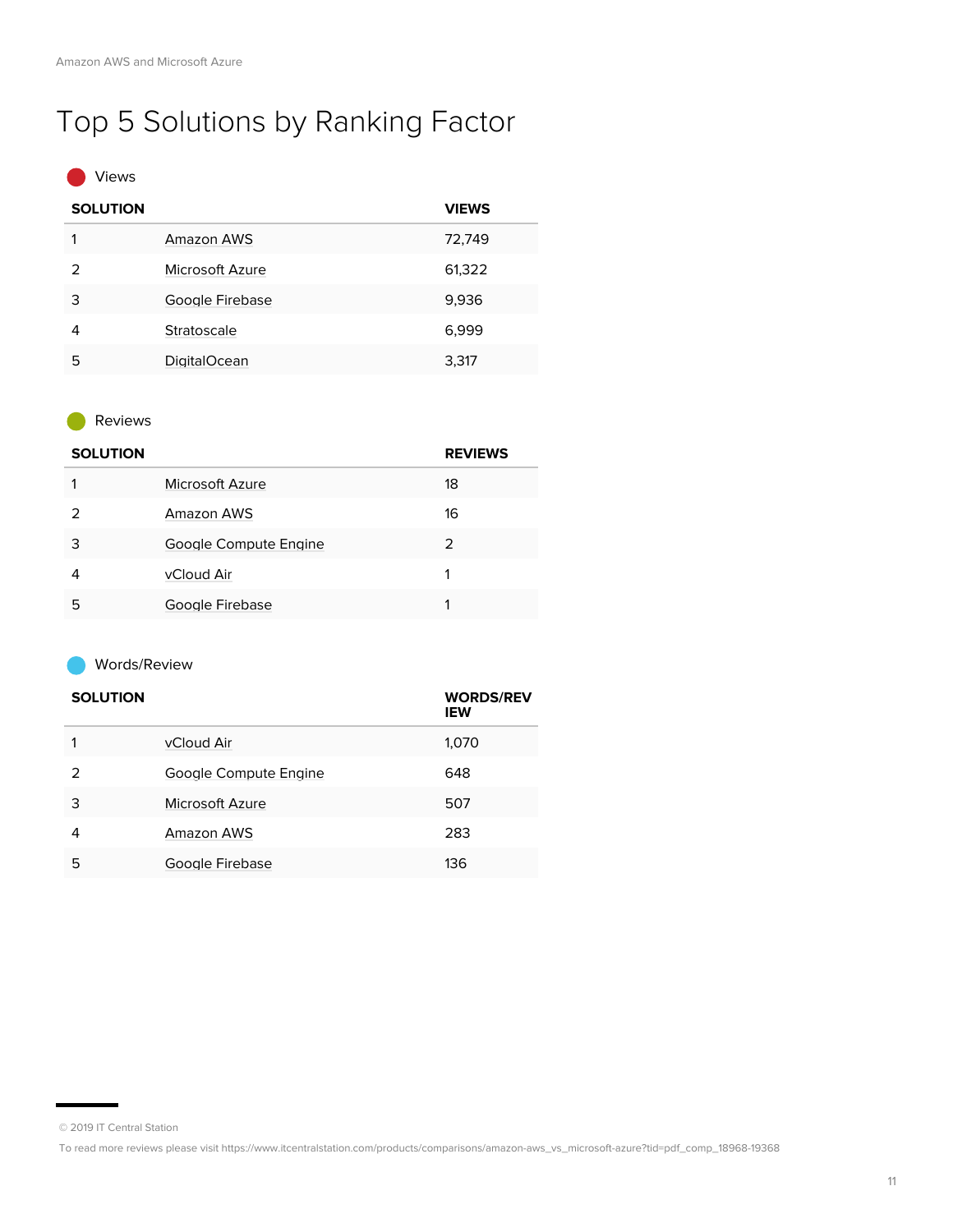# Top 5 Solutions by Ranking Factor

### Views

| SOLUTION | | VIEWS |
|---|---|---|
| 1 | Amazon AWS | 72,749 |
| 2 | Microsoft Azure | 61,322 |
| 3 | Google Firebase | 9,936 |
| 4 | Stratoscale | 6,999 |
| 5 | DigitalOcean | 3,317 |

### Reviews

| SOLUTION | | REVIEWS |
|---|---|---|
| 1 | Microsoft Azure | 18 |
| 2 | Amazon AWS | 16 |
| 3 | Google Compute Engine | 2 |
| 4 | vCloud Air | 1 |
| 5 | Google Firebase | 1 |

### Words/Review

| SOLUTION | | WORDS/REVIEW |
|---|---|---|
| 1 | vCloud Air | 1,070 |
| 2 | Google Compute Engine | 648 |
| 3 | Microsoft Azure | 507 |
| 4 | Amazon AWS | 283 |
| 5 | Google Firebase | 136 |

© 2019 IT Central Station

To read more reviews please visit https://www.itcentralstation.com/products/comparisons/amazon-aws_vs_microsoft-azure?tid=pdf_comp_18968-19368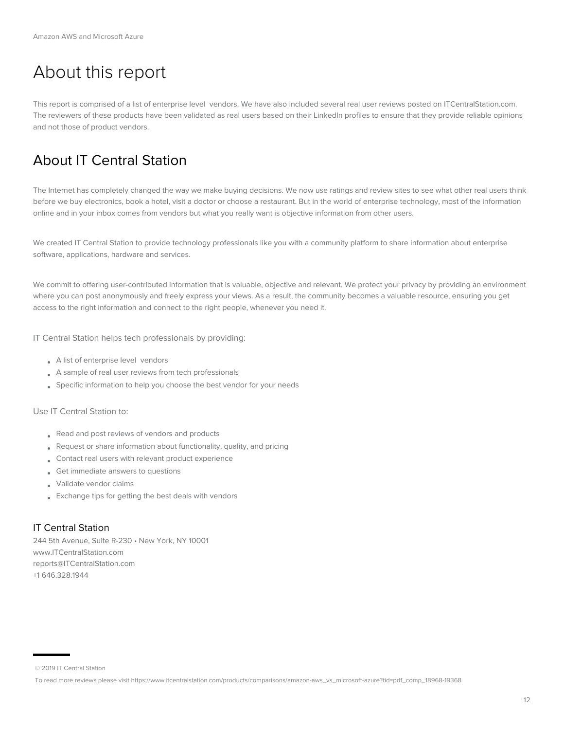# About this report

This report is comprised of a list of enterprise level vendors. We have also included several real user reviews posted on ITCentralStation.com. The reviewers of these products have been validated as real users based on their LinkedIn profiles to ensure that they provide reliable opinions and not those of product vendors.

## About IT Central Station

The Internet has completely changed the way we make buying decisions. We now use ratings and review sites to see what other real users think before we buy electronics, book a hotel, visit a doctor or choose a restaurant. But in the world of enterprise technology, most of the information online and in your inbox comes from vendors but what you really want is objective information from other users.

We created IT Central Station to provide technology professionals like you with a community platform to share information about enterprise software, applications, hardware and services.

We commit to offering user-contributed information that is valuable, objective and relevant. We protect your privacy by providing an environment where you can post anonymously and freely express your views. As a result, the community becomes a valuable resource, ensuring you get access to the right information and connect to the right people, whenever you need it.

IT Central Station helps tech professionals by providing:

- A list of enterprise level vendors
- A sample of real user reviews from tech professionals
- Specific information to help you choose the best vendor for your needs

Use IT Central Station to:

- Read and post reviews of vendors and products
- Request or share information about functionality, quality, and pricing
- Contact real users with relevant product experience
- Get immediate answers to questions
- Validate vendor claims
- Exchange tips for getting the best deals with vendors

### IT Central Station

244 5th Avenue, Suite R-230 • New York, NY 10001
www.ITCentralStation.com
reports@ITCentralStation.com
+1 646.328.1944